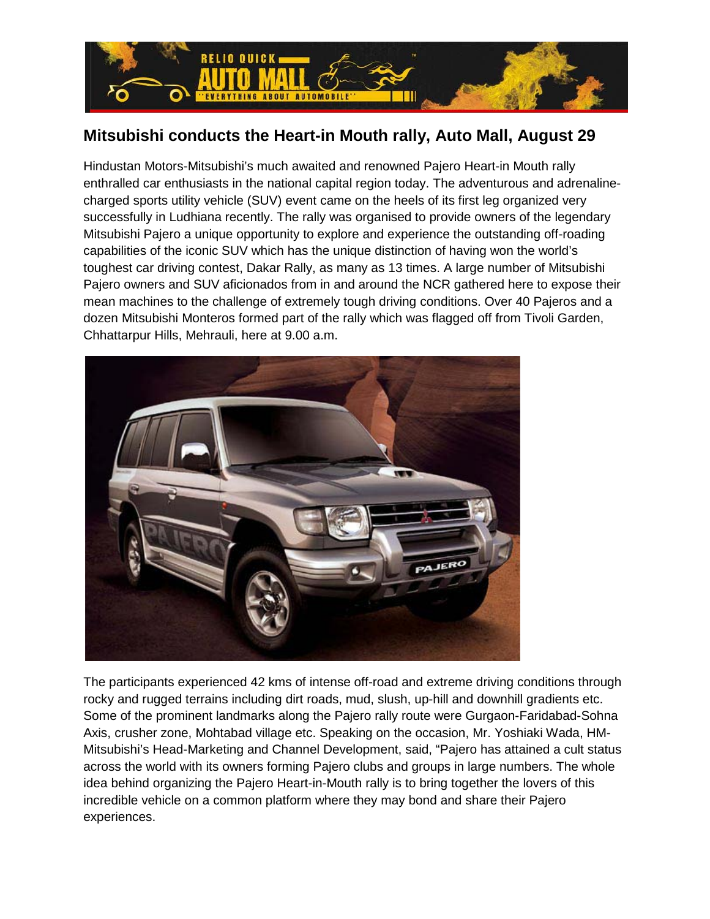## Mitsubishi conducts the Heart-in Mouth rally, Auto Mall, August 29

Hindustan Motors-Mitsubishi's much awaited and renowned Pajero Heart-in Mouth rally enthralled car enthusiasts in the national capital region today. The adventurous and adrenaline-charged sports utility vehicle (SUV) event came on the heels of its first leg organized very successfully in Ludhiana recently. The rally was organised to provide owners of the legendary Mitsubishi Pajero a unique opportunity to explore and experience the outstanding off-roading capabilities of the iconic SUV which has the unique distinction of having won the world's toughest car driving contest, Dakar Rally, as many as 13 times. A large number of Mitsubishi Pajero owners and SUV aficionados from in and around the NCR gathered here to expose their mean machines to the challenge of extremely tough driving conditions. Over 40 Pajeros and a dozen Mitsubishi Monteros formed part of the rally which was flagged off from Tivoli Garden, Chhattarpur Hills, Mehrauli, here at 9.00 a.m.

The participants experienced 42 kms of intense off-road and extreme driving conditions through rocky and rugged terrains including dirt roads, mud, slush, up-hill and downhill gradients etc. Some of the prominent landmarks along the Pajero rally route were Gurgaon-Faridabad-Sohna Axis, crusher zone, Mohtabad village etc. Speaking on the occasion, Mr. Yoshiaki Wada, HM-Mitsubishi's Head-Marketing and Channel Development, said, "Pajero has attained a cult status across the world with its owners forming Pajero clubs and groups in large numbers. The whole idea behind organizing the Pajero Heart-in-Mouth rally is to bring together the lovers of this incredible vehicle on a common platform where they may bond and share their Pajero experiences.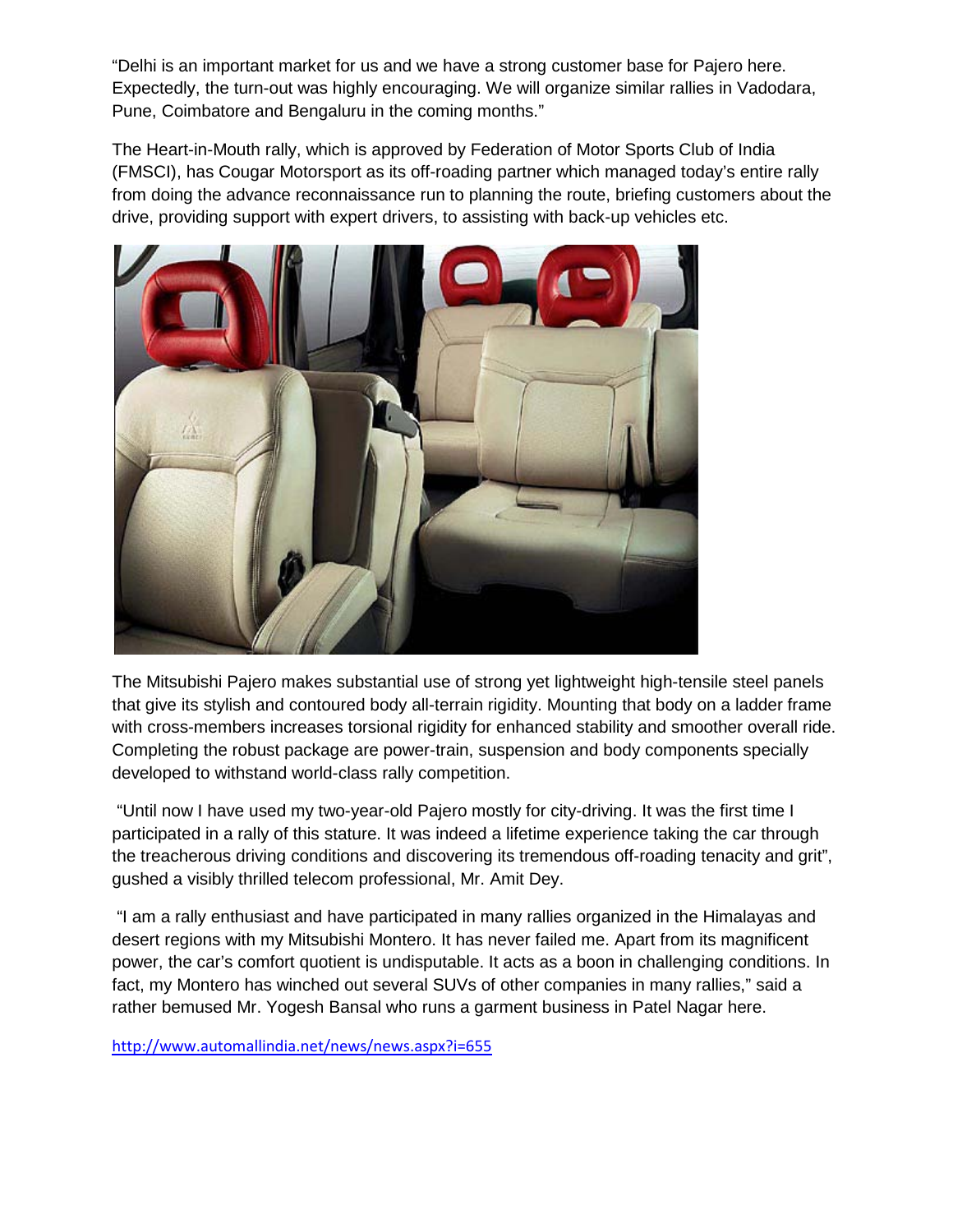"Delhi is an important market for us and we have a strong customer base for Pajero here. Expectedly, the turn-out was highly encouraging. We will organize similar rallies in Vadodara, Pune, Coimbatore and Bengaluru in the coming months."

The Heart-in-Mouth rally, which is approved by Federation of Motor Sports Club of India (FMSCI), has Cougar Motorsport as its off-roading partner which managed today's entire rally from doing the advance reconnaissance run to planning the route, briefing customers about the drive, providing support with expert drivers, to assisting with back-up vehicles etc.

The Mitsubishi Pajero makes substantial use of strong yet lightweight high-tensile steel panels that give its stylish and contoured body all-terrain rigidity. Mounting that body on a ladder frame with cross-members increases torsional rigidity for enhanced stability and smoother overall ride. Completing the robust package are power-train, suspension and body components specially developed to withstand world-class rally competition.

"Until now I have used my two-year-old Pajero mostly for city-driving. It was the first time I participated in a rally of this stature. It was indeed a lifetime experience taking the car through the treacherous driving conditions and discovering its tremendous off-roading tenacity and grit", gushed a visibly thrilled telecom professional, Mr. Amit Dey.

"I am a rally enthusiast and have participated in many rallies organized in the Himalayas and desert regions with my Mitsubishi Montero. It has never failed me. Apart from its magnificent power, the car's comfort quotient is undisputable. It acts as a boon in challenging conditions. In fact, my Montero has winched out several SUVs of other companies in many rallies," said a rather bemused Mr. Yogesh Bansal who runs a garment business in Patel Nagar here.

http://www.automallindia.net/news/news.aspx?i=655